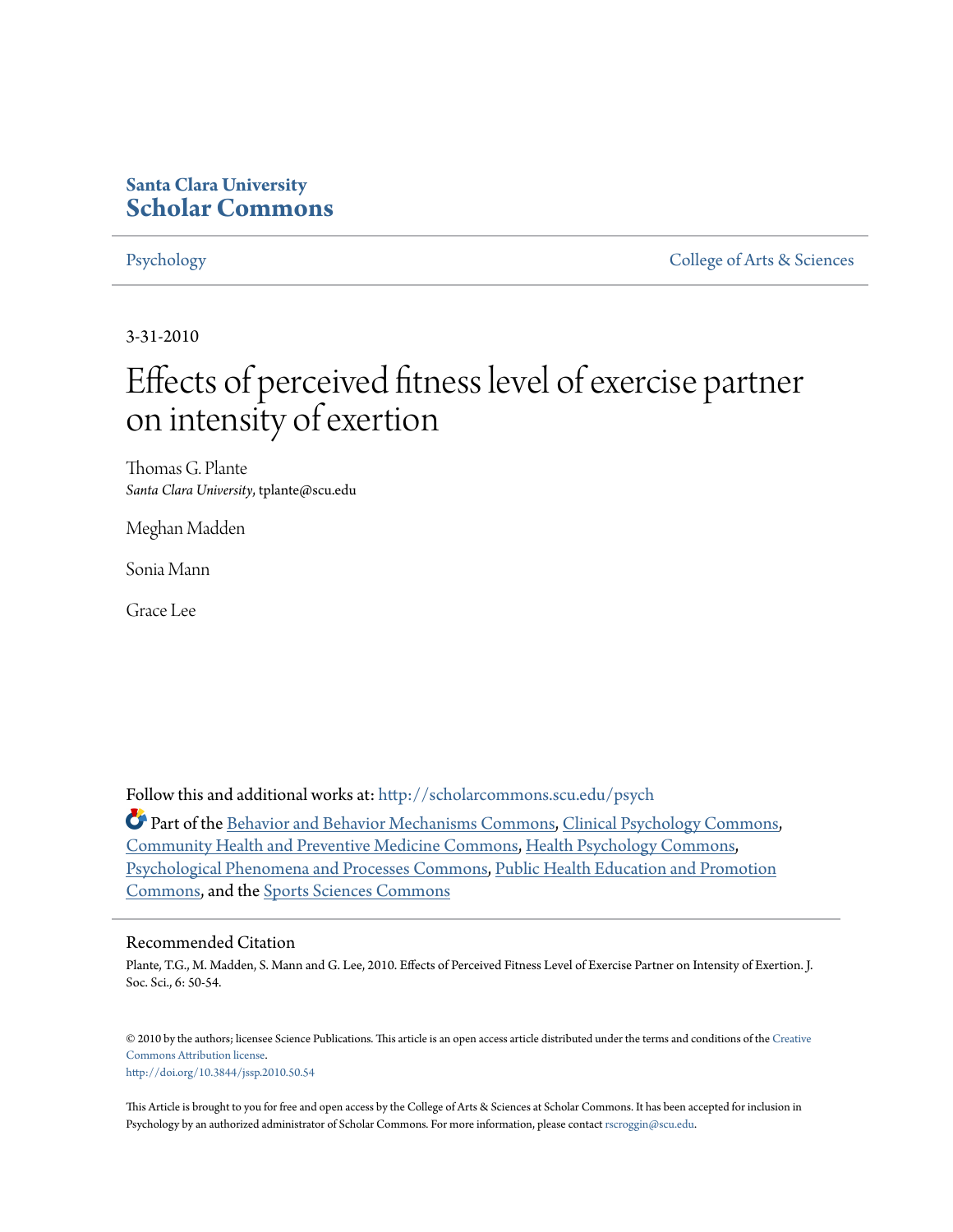**Santa Clara University**
**Scholar Commons**

Psychology | College of Arts & Sciences

3-31-2010

# Effects of perceived fitness level of exercise partner on intensity of exertion

Thomas G. Plante
*Santa Clara University*, tplante@scu.edu

Meghan Madden

Sonia Mann

Grace Lee

Follow this and additional works at: http://scholarcommons.scu.edu/psych

Part of the Behavior and Behavior Mechanisms Commons, Clinical Psychology Commons, Community Health and Preventive Medicine Commons, Health Psychology Commons, Psychological Phenomena and Processes Commons, Public Health Education and Promotion Commons, and the Sports Sciences Commons

## Recommended Citation

Plante, T.G., M. Madden, S. Mann and G. Lee, 2010. Effects of Perceived Fitness Level of Exercise Partner on Intensity of Exertion. J. Soc. Sci., 6: 50-54.

© 2010 by the authors; licensee Science Publications. This article is an open access article distributed under the terms and conditions of the Creative Commons Attribution license.
http://doi.org/10.3844/jssp.2010.50.54

This Article is brought to you for free and open access by the College of Arts & Sciences at Scholar Commons. It has been accepted for inclusion in Psychology by an authorized administrator of Scholar Commons. For more information, please contact rscroggin@scu.edu.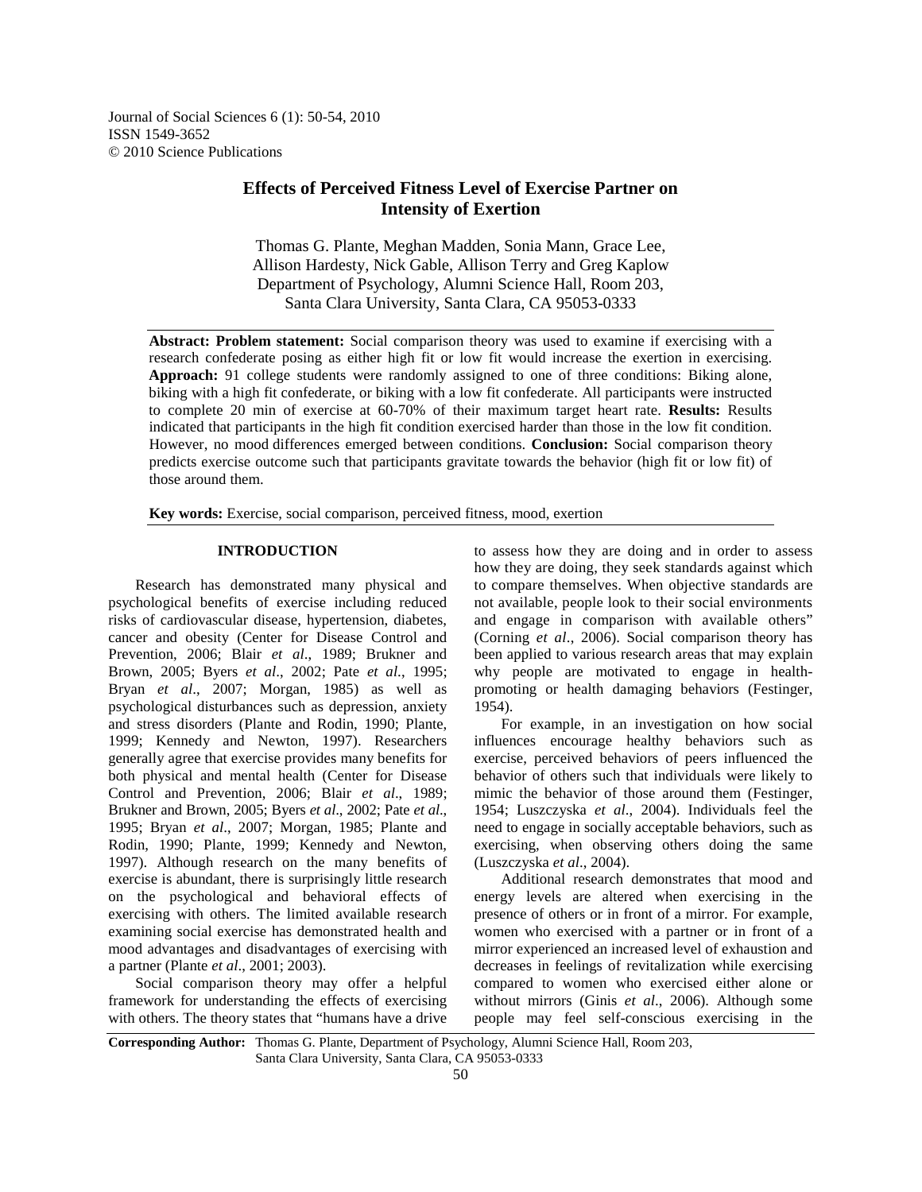Journal of Social Sciences 6 (1): 50-54, 2010
ISSN 1549-3652
© 2010 Science Publications

# Effects of Perceived Fitness Level of Exercise Partner on Intensity of Exertion

Thomas G. Plante, Meghan Madden, Sonia Mann, Grace Lee, Allison Hardesty, Nick Gable, Allison Terry and Greg Kaplow
Department of Psychology, Alumni Science Hall, Room 203,
Santa Clara University, Santa Clara, CA 95053-0333

**Abstract: Problem statement:** Social comparison theory was used to examine if exercising with a research confederate posing as either high fit or low fit would increase the exertion in exercising. **Approach:** 91 college students were randomly assigned to one of three conditions: Biking alone, biking with a high fit confederate, or biking with a low fit confederate. All participants were instructed to complete 20 min of exercise at 60-70% of their maximum target heart rate. **Results:** Results indicated that participants in the high fit condition exercised harder than those in the low fit condition. However, no mood differences emerged between conditions. **Conclusion:** Social comparison theory predicts exercise outcome such that participants gravitate towards the behavior (high fit or low fit) of those around them.

**Key words:** Exercise, social comparison, perceived fitness, mood, exertion

## INTRODUCTION

Research has demonstrated many physical and psychological benefits of exercise including reduced risks of cardiovascular disease, hypertension, diabetes, cancer and obesity (Center for Disease Control and Prevention, 2006; Blair *et al*., 1989; Brukner and Brown, 2005; Byers *et al*., 2002; Pate *et al*., 1995; Bryan *et al*., 2007; Morgan, 1985) as well as psychological disturbances such as depression, anxiety and stress disorders (Plante and Rodin, 1990; Plante, 1999; Kennedy and Newton, 1997). Researchers generally agree that exercise provides many benefits for both physical and mental health (Center for Disease Control and Prevention, 2006; Blair *et al*., 1989; Brukner and Brown, 2005; Byers *et al*., 2002; Pate *et al*., 1995; Bryan *et al*., 2007; Morgan, 1985; Plante and Rodin, 1990; Plante, 1999; Kennedy and Newton, 1997). Although research on the many benefits of exercise is abundant, there is surprisingly little research on the psychological and behavioral effects of exercising with others. The limited available research examining social exercise has demonstrated health and mood advantages and disadvantages of exercising with a partner (Plante *et al*., 2001; 2003).

Social comparison theory may offer a helpful framework for understanding the effects of exercising with others. The theory states that "humans have a drive to assess how they are doing and in order to assess how they are doing, they seek standards against which to compare themselves. When objective standards are not available, people look to their social environments and engage in comparison with available others" (Corning *et al*., 2006). Social comparison theory has been applied to various research areas that may explain why people are motivated to engage in health-promoting or health damaging behaviors (Festinger, 1954).

For example, in an investigation on how social influences encourage healthy behaviors such as exercise, perceived behaviors of peers influenced the behavior of others such that individuals were likely to mimic the behavior of those around them (Festinger, 1954; Luszczyska *et al*., 2004). Individuals feel the need to engage in socially acceptable behaviors, such as exercising, when observing others doing the same (Luszczyska *et al*., 2004).

Additional research demonstrates that mood and energy levels are altered when exercising in the presence of others or in front of a mirror. For example, women who exercised with a partner or in front of a mirror experienced an increased level of exhaustion and decreases in feelings of revitalization while exercising compared to women who exercised either alone or without mirrors (Ginis *et al*., 2006). Although some people may feel self-conscious exercising in the

**Corresponding Author:** Thomas G. Plante, Department of Psychology, Alumni Science Hall, Room 203, Santa Clara University, Santa Clara, CA 95053-0333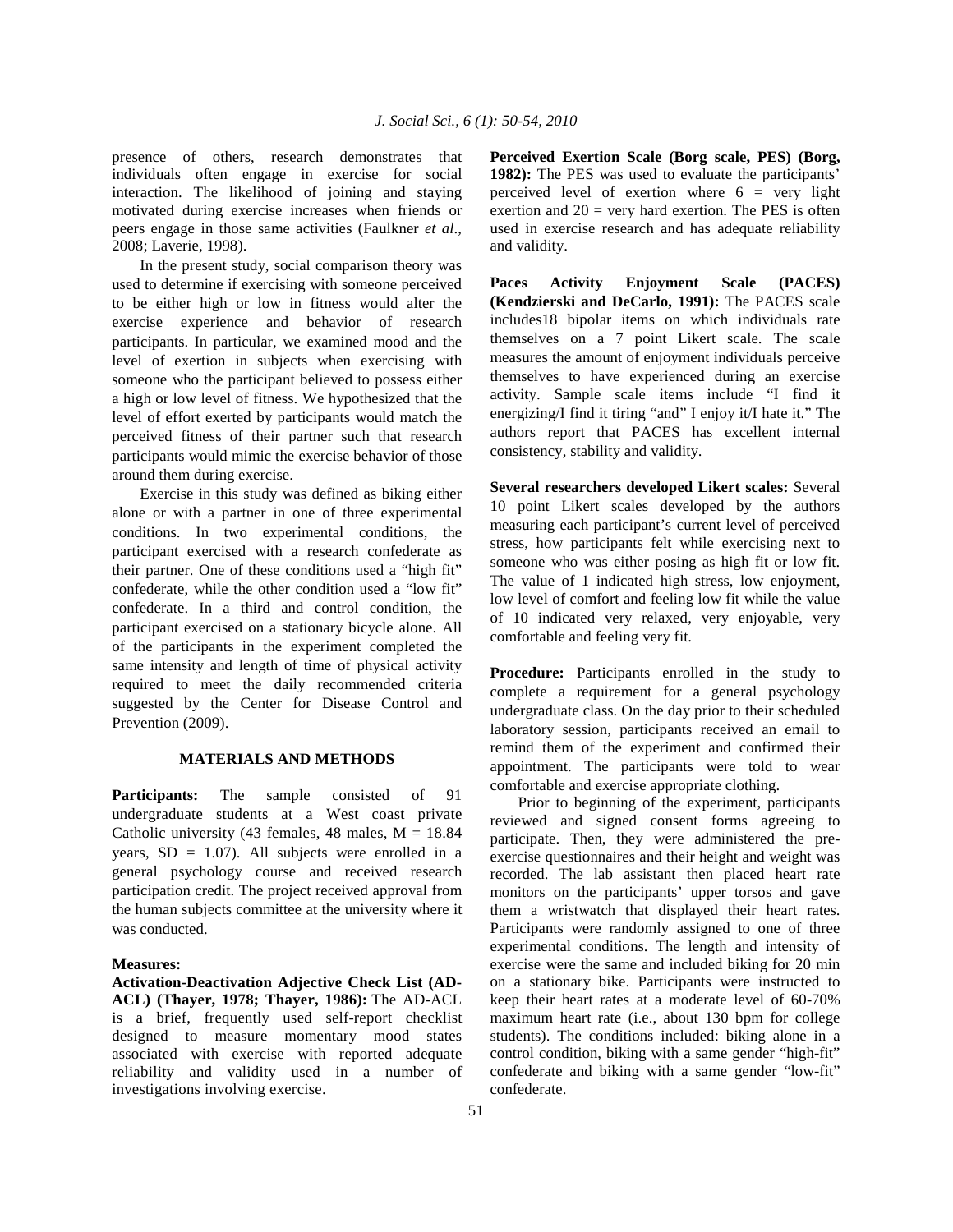presence of others, research demonstrates that individuals often engage in exercise for social interaction. The likelihood of joining and staying motivated during exercise increases when friends or peers engage in those same activities (Faulkner *et al*., 2008; Laverie, 1998).

In the present study, social comparison theory was used to determine if exercising with someone perceived to be either high or low in fitness would alter the exercise experience and behavior of research participants. In particular, we examined mood and the level of exertion in subjects when exercising with someone who the participant believed to possess either a high or low level of fitness. We hypothesized that the level of effort exerted by participants would match the perceived fitness of their partner such that research participants would mimic the exercise behavior of those around them during exercise.

Exercise in this study was defined as biking either alone or with a partner in one of three experimental conditions. In two experimental conditions, the participant exercised with a research confederate as their partner. One of these conditions used a "high fit" confederate, while the other condition used a "low fit" confederate. In a third and control condition, the participant exercised on a stationary bicycle alone. All of the participants in the experiment completed the same intensity and length of time of physical activity required to meet the daily recommended criteria suggested by the Center for Disease Control and Prevention (2009).

## MATERIALS AND METHODS

**Participants:** The sample consisted of 91 undergraduate students at a West coast private Catholic university (43 females, 48 males, M = 18.84 years, SD = 1.07). All subjects were enrolled in a general psychology course and received research participation credit. The project received approval from the human subjects committee at the university where it was conducted.

**Measures:**

**Activation-Deactivation Adjective Check List (AD-ACL) (Thayer, 1978; Thayer, 1986):** The AD-ACL is a brief, frequently used self-report checklist designed to measure momentary mood states associated with exercise with reported adequate reliability and validity used in a number of investigations involving exercise.

**Perceived Exertion Scale (Borg scale, PES) (Borg, 1982):** The PES was used to evaluate the participants' perceived level of exertion where 6 = very light exertion and 20 = very hard exertion. The PES is often used in exercise research and has adequate reliability and validity.

**Paces Activity Enjoyment Scale (PACES) (Kendzierski and DeCarlo, 1991):** The PACES scale includes18 bipolar items on which individuals rate themselves on a 7 point Likert scale. The scale measures the amount of enjoyment individuals perceive themselves to have experienced during an exercise activity. Sample scale items include "I find it energizing/I find it tiring "and" I enjoy it/I hate it." The authors report that PACES has excellent internal consistency, stability and validity.

**Several researchers developed Likert scales:** Several 10 point Likert scales developed by the authors measuring each participant's current level of perceived stress, how participants felt while exercising next to someone who was either posing as high fit or low fit. The value of 1 indicated high stress, low enjoyment, low level of comfort and feeling low fit while the value of 10 indicated very relaxed, very enjoyable, very comfortable and feeling very fit.

**Procedure:** Participants enrolled in the study to complete a requirement for a general psychology undergraduate class. On the day prior to their scheduled laboratory session, participants received an email to remind them of the experiment and confirmed their appointment. The participants were told to wear comfortable and exercise appropriate clothing.

Prior to beginning of the experiment, participants reviewed and signed consent forms agreeing to participate. Then, they were administered the pre-exercise questionnaires and their height and weight was recorded. The lab assistant then placed heart rate monitors on the participants' upper torsos and gave them a wristwatch that displayed their heart rates. Participants were randomly assigned to one of three experimental conditions. The length and intensity of exercise were the same and included biking for 20 min on a stationary bike. Participants were instructed to keep their heart rates at a moderate level of 60-70% maximum heart rate (i.e., about 130 bpm for college students). The conditions included: biking alone in a control condition, biking with a same gender "high-fit" confederate and biking with a same gender "low-fit" confederate.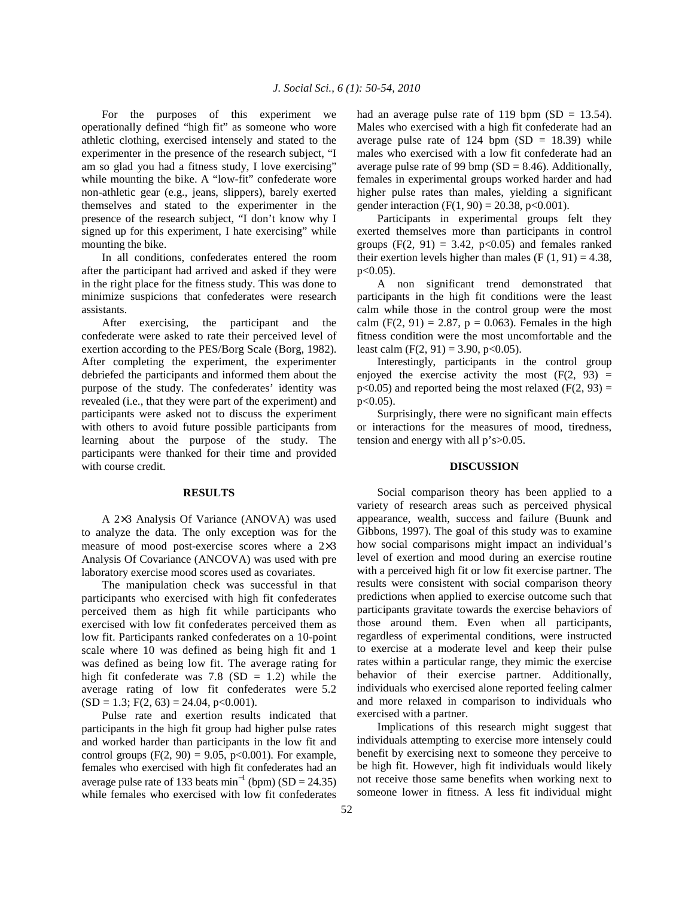For the purposes of this experiment we operationally defined "high fit" as someone who wore athletic clothing, exercised intensely and stated to the experimenter in the presence of the research subject, "I am so glad you had a fitness study, I love exercising" while mounting the bike. A "low-fit" confederate wore non-athletic gear (e.g., jeans, slippers), barely exerted themselves and stated to the experimenter in the presence of the research subject, "I don't know why I signed up for this experiment, I hate exercising" while mounting the bike.

In all conditions, confederates entered the room after the participant had arrived and asked if they were in the right place for the fitness study. This was done to minimize suspicions that confederates were research assistants.

After exercising, the participant and the confederate were asked to rate their perceived level of exertion according to the PES/Borg Scale (Borg, 1982). After completing the experiment, the experimenter debriefed the participants and informed them about the purpose of the study. The confederates' identity was revealed (i.e., that they were part of the experiment) and participants were asked not to discuss the experiment with others to avoid future possible participants from learning about the purpose of the study. The participants were thanked for their time and provided with course credit.

## RESULTS

A 2×3 Analysis Of Variance (ANOVA) was used to analyze the data. The only exception was for the measure of mood post-exercise scores where a 2×3 Analysis Of Covariance (ANCOVA) was used with pre laboratory exercise mood scores used as covariates.

The manipulation check was successful in that participants who exercised with high fit confederates perceived them as high fit while participants who exercised with low fit confederates perceived them as low fit. Participants ranked confederates on a 10-point scale where 10 was defined as being high fit and 1 was defined as being low fit. The average rating for high fit confederate was 7.8 (SD = 1.2) while the average rating of low fit confederates were 5.2 (SD = 1.3; $F(2, 63) = 24.04$, $p<0.001$).

Pulse rate and exertion results indicated that participants in the high fit group had higher pulse rates and worked harder than participants in the low fit and control groups ($F(2, 90) = 9.05$, $p<0.001$). For example, females who exercised with high fit confederates had an average pulse rate of 133 beats $min^{-1}$ (bpm) (SD = 24.35) while females who exercised with low fit confederates had an average pulse rate of 119 bpm (SD = 13.54). Males who exercised with a high fit confederate had an average pulse rate of 124 bpm (SD = 18.39) while males who exercised with a low fit confederate had an average pulse rate of 99 bmp (SD = 8.46). Additionally, females in experimental groups worked harder and had higher pulse rates than males, yielding a significant gender interaction ($F(1, 90) = 20.38$, $p<0.001$).

Participants in experimental groups felt they exerted themselves more than participants in control groups ($F(2, 91) = 3.42$, $p<0.05$) and females ranked their exertion levels higher than males ($F(1, 91) = 4.38$, $p<0.05$).

A non significant trend demonstrated that participants in the high fit conditions were the least calm while those in the control group were the most calm ($F(2, 91) = 2.87$, $p = 0.063$). Females in the high fitness condition were the most uncomfortable and the least calm ($F(2, 91) = 3.90$, $p<0.05$).

Interestingly, participants in the control group enjoyed the exercise activity the most ($F(2, 93) =$ $p<0.05$) and reported being the most relaxed ($F(2, 93) =$ $p<0.05$).

Surprisingly, there were no significant main effects or interactions for the measures of mood, tiredness, tension and energy with all p's>0.05.

## DISCUSSION

Social comparison theory has been applied to a variety of research areas such as perceived physical appearance, wealth, success and failure (Buunk and Gibbons, 1997). The goal of this study was to examine how social comparisons might impact an individual's level of exertion and mood during an exercise routine with a perceived high fit or low fit exercise partner. The results were consistent with social comparison theory predictions when applied to exercise outcome such that participants gravitate towards the exercise behaviors of those around them. Even when all participants, regardless of experimental conditions, were instructed to exercise at a moderate level and keep their pulse rates within a particular range, they mimic the exercise behavior of their exercise partner. Additionally, individuals who exercised alone reported feeling calmer and more relaxed in comparison to individuals who exercised with a partner.

Implications of this research might suggest that individuals attempting to exercise more intensely could benefit by exercising next to someone they perceive to be high fit. However, high fit individuals would likely not receive those same benefits when working next to someone lower in fitness. A less fit individual might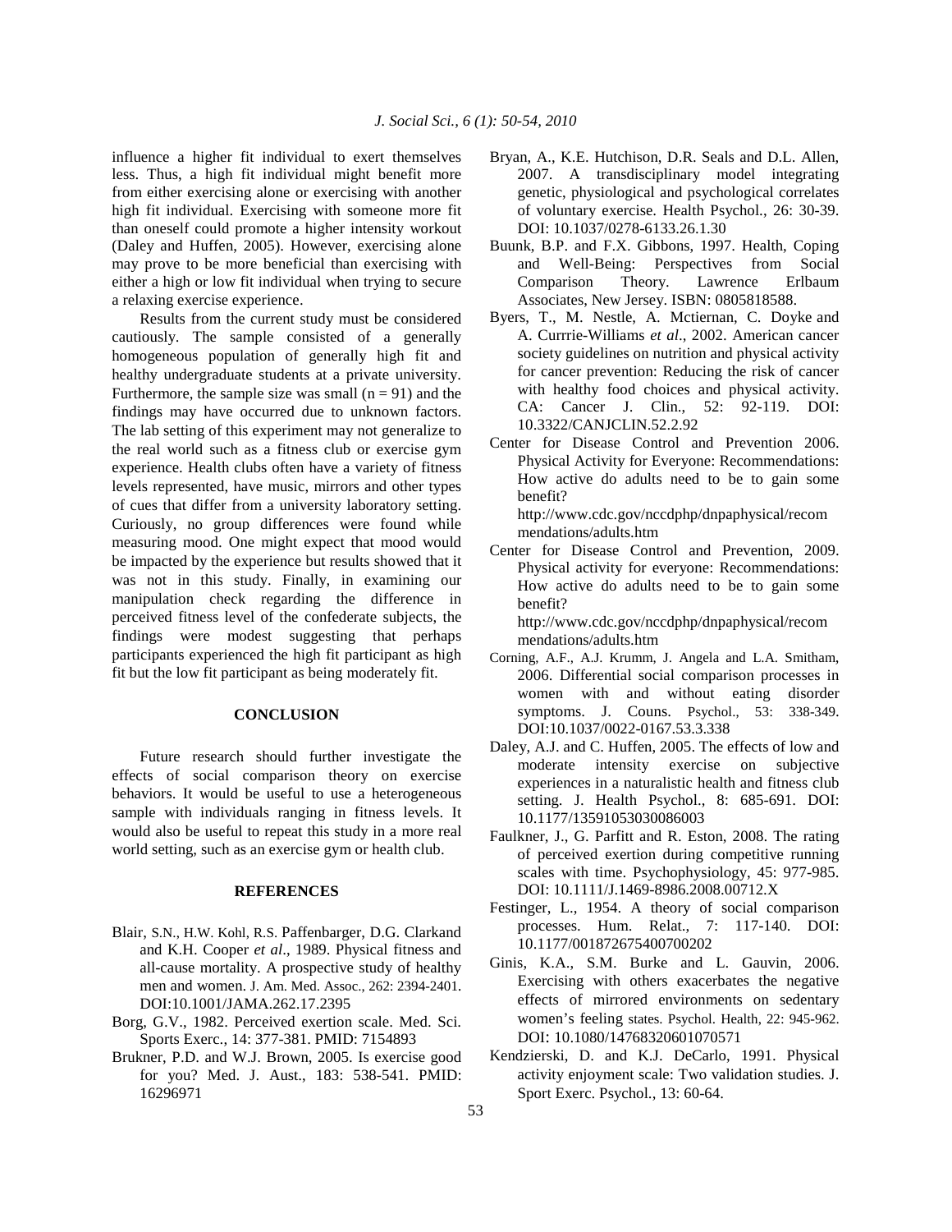influence a higher fit individual to exert themselves less. Thus, a high fit individual might benefit more from either exercising alone or exercising with another high fit individual. Exercising with someone more fit than oneself could promote a higher intensity workout (Daley and Huffen, 2005). However, exercising alone may prove to be more beneficial than exercising with either a high or low fit individual when trying to secure a relaxing exercise experience.

Results from the current study must be considered cautiously. The sample consisted of a generally homogeneous population of generally high fit and healthy undergraduate students at a private university. Furthermore, the sample size was small ($n = 91$) and the findings may have occurred due to unknown factors. The lab setting of this experiment may not generalize to the real world such as a fitness club or exercise gym experience. Health clubs often have a variety of fitness levels represented, have music, mirrors and other types of cues that differ from a university laboratory setting. Curiously, no group differences were found while measuring mood. One might expect that mood would be impacted by the experience but results showed that it was not in this study. Finally, in examining our manipulation check regarding the difference in perceived fitness level of the confederate subjects, the findings were modest suggesting that perhaps participants experienced the high fit participant as high fit but the low fit participant as being moderately fit.

## CONCLUSION

Future research should further investigate the effects of social comparison theory on exercise behaviors. It would be useful to use a heterogeneous sample with individuals ranging in fitness levels. It would also be useful to repeat this study in a more real world setting, such as an exercise gym or health club.

## REFERENCES

Blair, S.N., H.W. Kohl, R.S. Paffenbarger, D.G. Clarkand and K.H. Cooper *et al*., 1989. Physical fitness and all-cause mortality. A prospective study of healthy men and women. J. Am. Med. Assoc., 262: 2394-2401. DOI:10.1001/JAMA.262.17.2395

Borg, G.V., 1982. Perceived exertion scale. Med. Sci. Sports Exerc., 14: 377-381. PMID: 7154893

Brukner, P.D. and W.J. Brown, 2005. Is exercise good for you? Med. J. Aust., 183: 538-541. PMID: 16296971

Bryan, A., K.E. Hutchison, D.R. Seals and D.L. Allen, 2007. A transdisciplinary model integrating genetic, physiological and psychological correlates of voluntary exercise. Health Psychol., 26: 30-39. DOI: 10.1037/0278-6133.26.1.30

Buunk, B.P. and F.X. Gibbons, 1997. Health, Coping and Well-Being: Perspectives from Social Comparison Theory. Lawrence Erlbaum Associates, New Jersey. ISBN: 0805818588.

Byers, T., M. Nestle, A. Mctiernan, C. Doyke and A. Currrie-Williams *et al*., 2002. American cancer society guidelines on nutrition and physical activity for cancer prevention: Reducing the risk of cancer with healthy food choices and physical activity. CA: Cancer J. Clin., 52: 92-119. DOI: 10.3322/CANJCLIN.52.2.92

Center for Disease Control and Prevention 2006. Physical Activity for Everyone: Recommendations: How active do adults need to be to gain some benefit? http://www.cdc.gov/nccdphp/dnpaphysical/recommendations/adults.htm

Center for Disease Control and Prevention, 2009. Physical activity for everyone: Recommendations: How active do adults need to be to gain some benefit? http://www.cdc.gov/nccdphp/dnpaphysical/recommendations/adults.htm

Corning, A.F., A.J. Krumm, J. Angela and L.A. Smitham, 2006. Differential social comparison processes in women with and without eating disorder symptoms. J. Couns. Psychol., 53: 338-349. DOI:10.1037/0022-0167.53.3.338

Daley, A.J. and C. Huffen, 2005. The effects of low and moderate intensity exercise on subjective experiences in a naturalistic health and fitness club setting. J. Health Psychol., 8: 685-691. DOI: 10.1177/13591053030086003

Faulkner, J., G. Parfitt and R. Eston, 2008. The rating of perceived exertion during competitive running scales with time. Psychophysiology, 45: 977-985. DOI: 10.1111/J.1469-8986.2008.00712.X

Festinger, L., 1954. A theory of social comparison processes. Hum. Relat., 7: 117-140. DOI: 10.1177/001872675400700202

Ginis, K.A., S.M. Burke and L. Gauvin, 2006. Exercising with others exacerbates the negative effects of mirrored environments on sedentary women's feeling states. Psychol. Health, 22: 945-962. DOI: 10.1080/14768320601070571

Kendzierski, D. and K.J. DeCarlo, 1991. Physical activity enjoyment scale: Two validation studies. J. Sport Exerc. Psychol., 13: 60-64.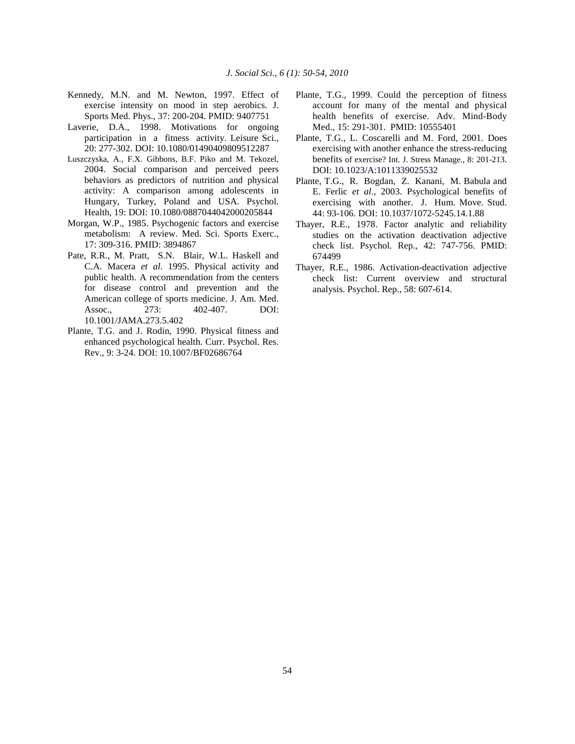Kennedy, M.N. and M. Newton, 1997. Effect of exercise intensity on mood in step aerobics. J. Sports Med. Phys., 37: 200-204. PMID: 9407751

Laverie, D.A., 1998. Motivations for ongoing participation in a fitness activity. Leisure Sci., 20: 277-302. DOI: 10.1080/01490409809512287

Luszczyska, A., F.X. Gibbons, B.F. Piko and M. Tekozel, 2004. Social comparison and perceived peers behaviors as predictors of nutrition and physical activity: A comparison among adolescents in Hungary, Turkey, Poland and USA. Psychol. Health, 19: DOI: 10.1080/0887044042000205844

Morgan, W.P., 1985. Psychogenic factors and exercise metabolism: A review. Med. Sci. Sports Exerc., 17: 309-316. PMID: 3894867

Pate, R.R., M. Pratt, S.N. Blair, W.L. Haskell and C.A. Macera *et al*. 1995. Physical activity and public health. A recommendation from the centers for disease control and prevention and the American college of sports medicine. J. Am. Med. Assoc., 273: 402-407. DOI: 10.1001/JAMA.273.5.402

Plante, T.G. and J. Rodin, 1990. Physical fitness and enhanced psychological health. Curr. Psychol. Res. Rev., 9: 3-24. DOI: 10.1007/BF02686764

Plante, T.G., 1999. Could the perception of fitness account for many of the mental and physical health benefits of exercise. Adv. Mind-Body Med., 15: 291-301. PMID: 10555401

Plante, T.G., L. Coscarelli and M. Ford, 2001. Does exercising with another enhance the stress-reducing benefits of exercise? Int. J. Stress Manage., 8: 201-213. DOI: 10.1023/A:1011339025532

Plante, T.G., R. Bogdan, Z. Kanani, M. Babula and E. Ferlic *et al*., 2003. Psychological benefits of exercising with another. J. Hum. Move. Stud. 44: 93-106. DOI: 10.1037/1072-5245.14.1.88

Thayer, R.E., 1978. Factor analytic and reliability studies on the activation deactivation adjective check list. Psychol. Rep., 42: 747-756. PMID: 674499

Thayer, R.E., 1986. Activation-deactivation adjective check list: Current overview and structural analysis. Psychol. Rep., 58: 607-614.